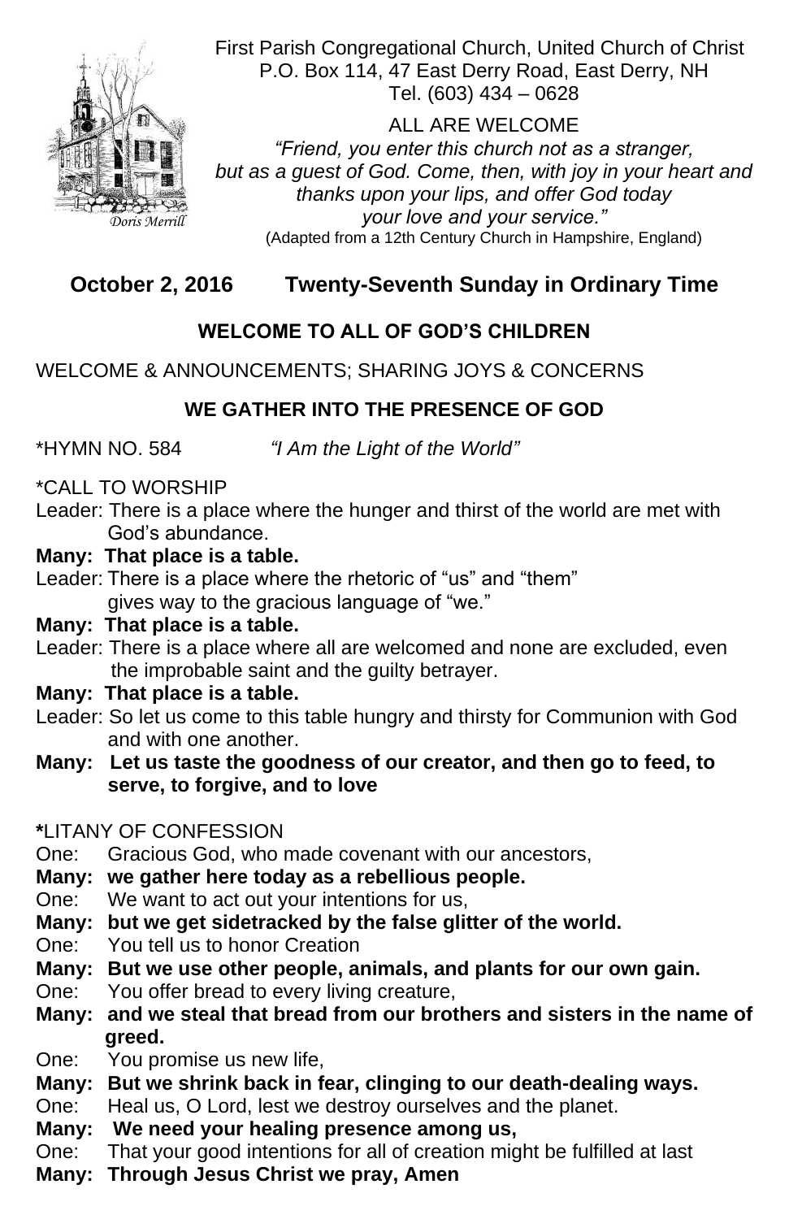First Parish Congregational Church, United Church of Christ
P.O. Box 114, 47 East Derry Road, East Derry, NH
Tel. (603) 434 – 0628

ALL ARE WELCOME

*"Friend, you enter this church not as a stranger, but as a guest of God. Come, then, with joy in your heart and thanks upon your lips, and offer God today your love and your service."*

(Adapted from a 12th Century Church in Hampshire, England)

*Doris Merrill*

## October 2, 2016 Twenty-Seventh Sunday in Ordinary Time

### WELCOME TO ALL OF GOD'S CHILDREN

WELCOME & ANNOUNCEMENTS; SHARING JOYS & CONCERNS

### WE GATHER INTO THE PRESENCE OF GOD

*HYMN NO. 584 *"I Am the Light of the World"*

*CALL TO WORSHIP

Leader: There is a place where the hunger and thirst of the world are met with God's abundance.

**Many: That place is a table.**

Leader: There is a place where the rhetoric of "us" and "them" gives way to the gracious language of "we."

**Many: That place is a table.**

Leader: There is a place where all are welcomed and none are excluded, even the improbable saint and the guilty betrayer.

**Many: That place is a table.**

Leader: So let us come to this table hungry and thirsty for Communion with God and with one another.

**Many: Let us taste the goodness of our creator, and then go to feed, to serve, to forgive, and to love**

**\***LITANY OF CONFESSION

One: Gracious God, who made covenant with our ancestors,

**Many: we gather here today as a rebellious people.**

One: We want to act out your intentions for us,

**Many: but we get sidetracked by the false glitter of the world.**

One: You tell us to honor Creation

**Many: But we use other people, animals, and plants for our own gain.**

One: You offer bread to every living creature,

**Many: and we steal that bread from our brothers and sisters in the name of greed.**

One: You promise us new life,

**Many: But we shrink back in fear, clinging to our death-dealing ways.**

One: Heal us, O Lord, lest we destroy ourselves and the planet.

**Many: We need your healing presence among us,**

One: That your good intentions for all of creation might be fulfilled at last

**Many: Through Jesus Christ we pray, Amen**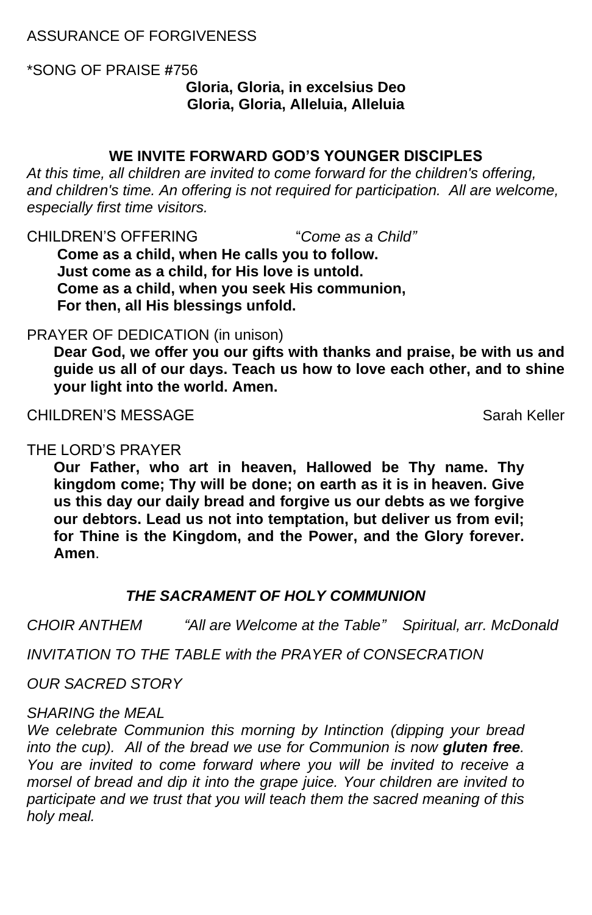ASSURANCE OF FORGIVENESS

*SONG OF PRAISE #756

**Gloria, Gloria, in excelsius Deo**
**Gloria, Gloria, Alleluia, Alleluia**

**WE INVITE FORWARD GOD'S YOUNGER DISCIPLES**

*At this time, all children are invited to come forward for the children's offering, and children's time. An offering is not required for participation. All are welcome, especially first time visitors.*

CHILDREN'S OFFERING "*Come as a Child"*

**Come as a child, when He calls you to follow.**
**Just come as a child, for His love is untold.**
**Come as a child, when you seek His communion,**
**For then, all His blessings unfold.**

PRAYER OF DEDICATION (in unison)

**Dear God, we offer you our gifts with thanks and praise, be with us and guide us all of our days. Teach us how to love each other, and to shine your light into the world. Amen.**

CHILDREN'S MESSAGE Sarah Keller

THE LORD'S PRAYER

**Our Father, who art in heaven, Hallowed be Thy name. Thy kingdom come; Thy will be done; on earth as it is in heaven. Give us this day our daily bread and forgive us our debts as we forgive our debtors. Lead us not into temptation, but deliver us from evil; for Thine is the Kingdom, and the Power, and the Glory forever. Amen**.

***THE SACRAMENT OF HOLY COMMUNION***

*CHOIR ANTHEM "All are Welcome at the Table" Spiritual, arr. McDonald*

*INVITATION TO THE TABLE with the PRAYER of CONSECRATION*

*OUR SACRED STORY*

*SHARING the MEAL*

*We celebrate Communion this morning by Intinction (dipping your bread into the cup). All of the bread we use for Communion is now* ***gluten free****. You are invited to come forward where you will be invited to receive a morsel of bread and dip it into the grape juice. Your children are invited to participate and we trust that you will teach them the sacred meaning of this holy meal.*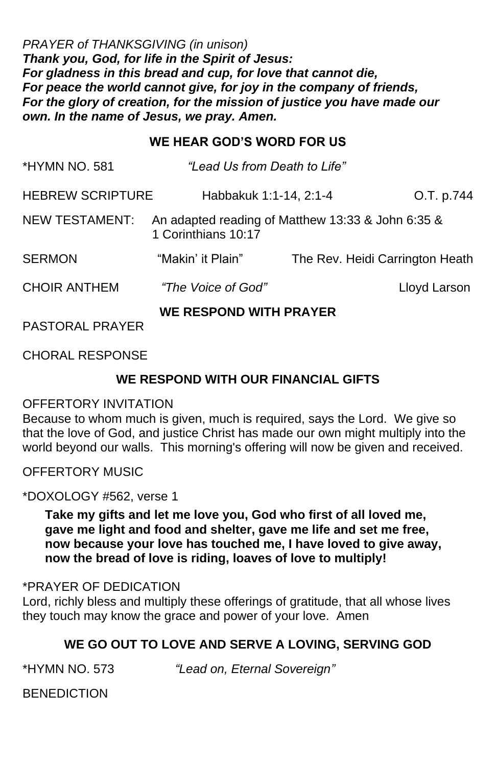*PRAYER of THANKSGIVING (in unison)*
***Thank you, God, for life in the Spirit of Jesus:***
***For gladness in this bread and cup, for love that cannot die,***
***For peace the world cannot give, for joy in the company of friends,***
***For the glory of creation, for the mission of justice you have made our own. In the name of Jesus, we pray. Amen.***

## WE HEAR GOD'S WORD FOR US

*HYMN NO. 581 — *"Lead Us from Death to Life"*

HEBREW SCRIPTURE — Habbakuk 1:1-14, 2:1-4 — O.T. p.744

NEW TESTAMENT: — An adapted reading of Matthew 13:33 & John 6:35 & 1 Corinthians 10:17

SERMON — "Makin' it Plain" — The Rev. Heidi Carrington Heath

CHOIR ANTHEM — *"The Voice of God"* — Lloyd Larson

## WE RESPOND WITH PRAYER

PASTORAL PRAYER

CHORAL RESPONSE

## WE RESPOND WITH OUR FINANCIAL GIFTS

OFFERTORY INVITATION
Because to whom much is given, much is required, says the Lord. We give so that the love of God, and justice Christ has made our own might multiply into the world beyond our walls. This morning's offering will now be given and received.

OFFERTORY MUSIC

*DOXOLOGY #562, verse 1

> **Take my gifts and let me love you, God who first of all loved me,**
> **gave me light and food and shelter, gave me life and set me free,**
> **now because your love has touched me, I have loved to give away,**
> **now the bread of love is riding, loaves of love to multiply!**

*PRAYER OF DEDICATION
Lord, richly bless and multiply these offerings of gratitude, that all whose lives they touch may know the grace and power of your love. Amen

## WE GO OUT TO LOVE AND SERVE A LOVING, SERVING GOD

*HYMN NO. 573 — *"Lead on, Eternal Sovereign"*

BENEDICTION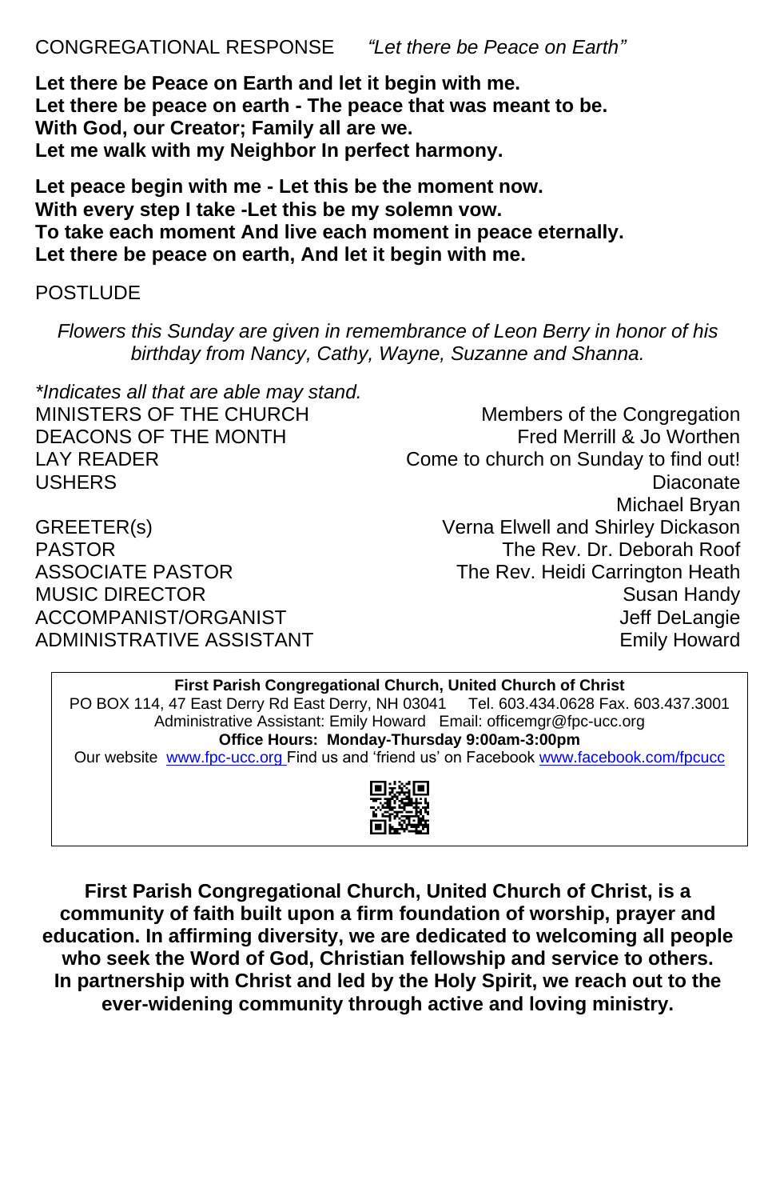CONGREGATIONAL RESPONSE *"Let there be Peace on Earth"*

**Let there be Peace on Earth and let it begin with me.**
**Let there be peace on earth - The peace that was meant to be.**
**With God, our Creator; Family all are we.**
**Let me walk with my Neighbor In perfect harmony.**

**Let peace begin with me - Let this be the moment now.**
**With every step I take -Let this be my solemn vow.**
**To take each moment And live each moment in peace eternally.**
**Let there be peace on earth, And let it begin with me.**

POSTLUDE

*Flowers this Sunday are given in remembrance of Leon Berry in honor of his birthday from Nancy, Cathy, Wayne, Suzanne and Shanna.*

*Indicates all that are able may stand.

| | |
|---|---|
| MINISTERS OF THE CHURCH | Members of the Congregation |
| DEACONS OF THE MONTH | Fred Merrill & Jo Worthen |
| LAY READER | Come to church on Sunday to find out! |
| USHERS | Diaconate<br>Michael Bryan |
| GREETER(s) | Verna Elwell and Shirley Dickason |
| PASTOR | The Rev. Dr. Deborah Roof |
| ASSOCIATE PASTOR | The Rev. Heidi Carrington Heath |
| MUSIC DIRECTOR | Susan Handy |
| ACCOMPANIST/ORGANIST | Jeff DeLangie |
| ADMINISTRATIVE ASSISTANT | Emily Howard |

**First Parish Congregational Church, United Church of Christ**
PO BOX 114, 47 East Derry Rd East Derry, NH 03041 Tel. 603.434.0628 Fax. 603.437.3001
Administrative Assistant: Emily Howard Email: officemgr@fpc-ucc.org
**Office Hours: Monday-Thursday 9:00am-3:00pm**
Our website www.fpc-ucc.org Find us and 'friend us' on Facebook www.facebook.com/fpcucc

**First Parish Congregational Church, United Church of Christ, is a community of faith built upon a firm foundation of worship, prayer and education. In affirming diversity, we are dedicated to welcoming all people who seek the Word of God, Christian fellowship and service to others. In partnership with Christ and led by the Holy Spirit, we reach out to the ever-widening community through active and loving ministry.**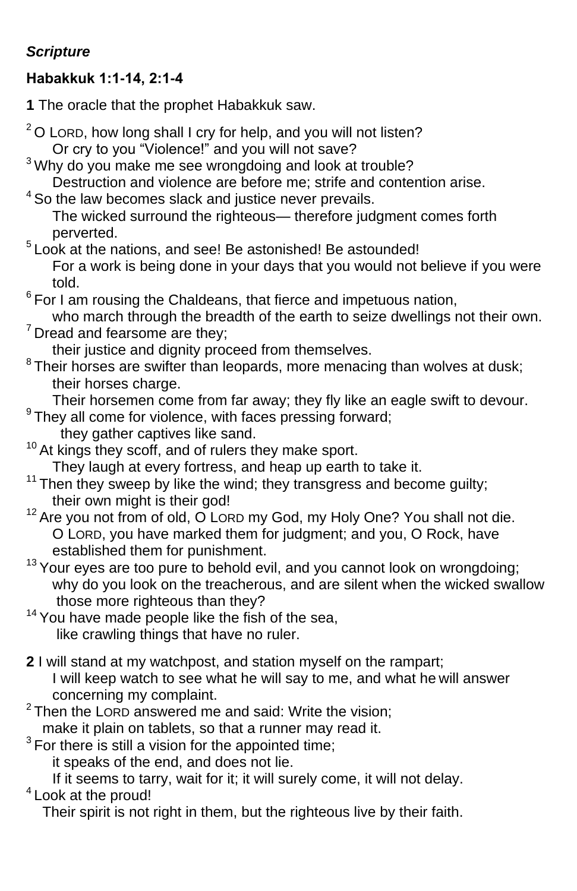***Scripture***

**Habakkuk 1:1-14, 2:1-4**

**1** The oracle that the prophet Habakkuk saw.

[2] O LORD, how long shall I cry for help, and you will not listen?
Or cry to you "Violence!" and you will not save?
[3] Why do you make me see wrongdoing and look at trouble?
Destruction and violence are before me; strife and contention arise.
[4] So the law becomes slack and justice never prevails.
The wicked surround the righteous— therefore judgment comes forth perverted.
[5] Look at the nations, and see! Be astonished! Be astounded!
For a work is being done in your days that you would not believe if you were told.
[6] For I am rousing the Chaldeans, that fierce and impetuous nation,
who march through the breadth of the earth to seize dwellings not their own.
[7] Dread and fearsome are they;
their justice and dignity proceed from themselves.
[8] Their horses are swifter than leopards, more menacing than wolves at dusk;
their horses charge.
Their horsemen come from far away; they fly like an eagle swift to devour.
[9] They all come for violence, with faces pressing forward;
they gather captives like sand.
[10] At kings they scoff, and of rulers they make sport.
They laugh at every fortress, and heap up earth to take it.
[11] Then they sweep by like the wind; they transgress and become guilty;
their own might is their god!
[12] Are you not from of old, O LORD my God, my Holy One? You shall not die.
O LORD, you have marked them for judgment; and you, O Rock, have established them for punishment.
[13] Your eyes are too pure to behold evil, and you cannot look on wrongdoing;
why do you look on the treacherous, and are silent when the wicked swallow those more righteous than they?
[14] You have made people like the fish of the sea,
like crawling things that have no ruler.

**2** I will stand at my watchpost, and station myself on the rampart;
I will keep watch to see what he will say to me, and what he will answer concerning my complaint.
[2] Then the LORD answered me and said: Write the vision;
make it plain on tablets, so that a runner may read it.
[3] For there is still a vision for the appointed time;
it speaks of the end, and does not lie.
If it seems to tarry, wait for it; it will surely come, it will not delay.
[4] Look at the proud!
Their spirit is not right in them, but the righteous live by their faith.